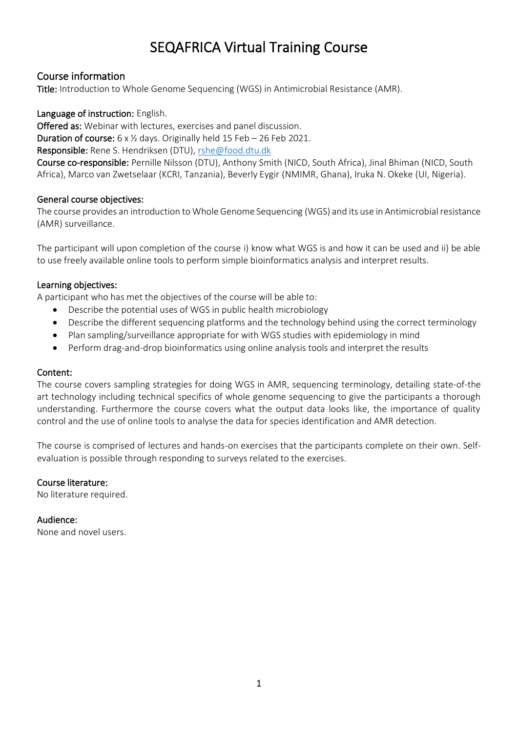# SEQAFRICA Virtual Training Course

## Course information

**Title:** Introduction to Whole Genome Sequencing (WGS) in Antimicrobial Resistance (AMR).

**Language of instruction:** English.

**Offered as:** Webinar with lectures, exercises and panel discussion.

**Duration of course:** 6 x ½ days. Originally held 15 Feb – 26 Feb 2021.

**Responsible:** Rene S. Hendriksen (DTU), rshe@food.dtu.dk

**Course co-responsible:** Pernille Nilsson (DTU), Anthony Smith (NICD, South Africa), Jinal Bhiman (NICD, South Africa), Marco van Zwetselaar (KCRI, Tanzania), Beverly Egyir (NMIMR, Ghana), Iruka N. Okeke (UI, Nigeria).

### General course objectives:

The course provides an introduction to Whole Genome Sequencing (WGS) and its use in Antimicrobial resistance (AMR) surveillance.

The participant will upon completion of the course i) know what WGS is and how it can be used and ii) be able to use freely available online tools to perform simple bioinformatics analysis and interpret results.

### Learning objectives:

A participant who has met the objectives of the course will be able to:

- Describe the potential uses of WGS in public health microbiology
- Describe the different sequencing platforms and the technology behind using the correct terminology
- Plan sampling/surveillance appropriate for with WGS studies with epidemiology in mind
- Perform drag-and-drop bioinformatics using online analysis tools and interpret the results

### Content:

The course covers sampling strategies for doing WGS in AMR, sequencing terminology, detailing state-of-the art technology including technical specifics of whole genome sequencing to give the participants a thorough understanding. Furthermore the course covers what the output data looks like, the importance of quality control and the use of online tools to analyse the data for species identification and AMR detection.

The course is comprised of lectures and hands-on exercises that the participants complete on their own. Self-evaluation is possible through responding to surveys related to the exercises.

### Course literature:

No literature required.

### Audience:

None and novel users.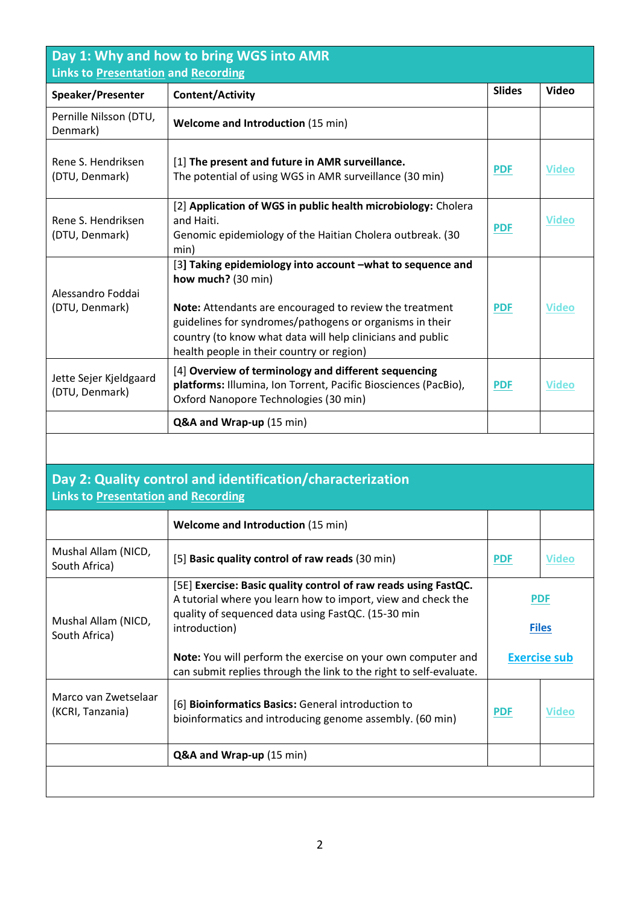## Day 1: Why and how to bring WGS into AMR

Links to Presentation and Recording

| Speaker/Presenter | Content/Activity | Slides | Video |
|---|---|---|---|
| Pernille Nilsson (DTU, Denmark) | **Welcome and Introduction** (15 min) | | |
| Rene S. Hendriksen (DTU, Denmark) | [1] **The present and future in AMR surveillance.** The potential of using WGS in AMR surveillance (30 min) | PDF | Video |
| Rene S. Hendriksen (DTU, Denmark) | [2] **Application of WGS in public health microbiology:** Cholera and Haiti. Genomic epidemiology of the Haitian Cholera outbreak. (30 min) | PDF | Video |
| Alessandro Foddai (DTU, Denmark) | [3] **Taking epidemiology into account –what to sequence and how much?** (30 min)<br><br>**Note:** Attendants are encouraged to review the treatment guidelines for syndromes/pathogens or organisms in their country (to know what data will help clinicians and public health people in their country or region) | PDF | Video |
| Jette Sejer Kjeldgaard (DTU, Denmark) | [4] **Overview of terminology and different sequencing platforms:** Illumina, Ion Torrent, Pacific Biosciences (PacBio), Oxford Nanopore Technologies (30 min) | PDF | Video |
| | **Q&A and Wrap-up** (15 min) | | |

## Day 2: Quality control and identification/characterization

Links to Presentation and Recording

| Speaker/Presenter | Content/Activity | Slides | Video |
|---|---|---|---|
| | **Welcome and Introduction** (15 min) | | |
| Mushal Allam (NICD, South Africa) | [5] **Basic quality control of raw reads** (30 min) | PDF | Video |
| Mushal Allam (NICD, South Africa) | [5E] **Exercise: Basic quality control of raw reads using FastQC.** A tutorial where you learn how to import, view and check the quality of sequenced data using FastQC. (15-30 min introduction)<br><br>**Note:** You will perform the exercise on your own computer and can submit replies through the link to the right to self-evaluate. | PDF<br>Files<br>Exercise sub | |
| Marco van Zwetselaar (KCRI, Tanzania) | [6] **Bioinformatics Basics:** General introduction to bioinformatics and introducing genome assembly. (60 min) | PDF | Video |
| | **Q&A and Wrap-up** (15 min) | | |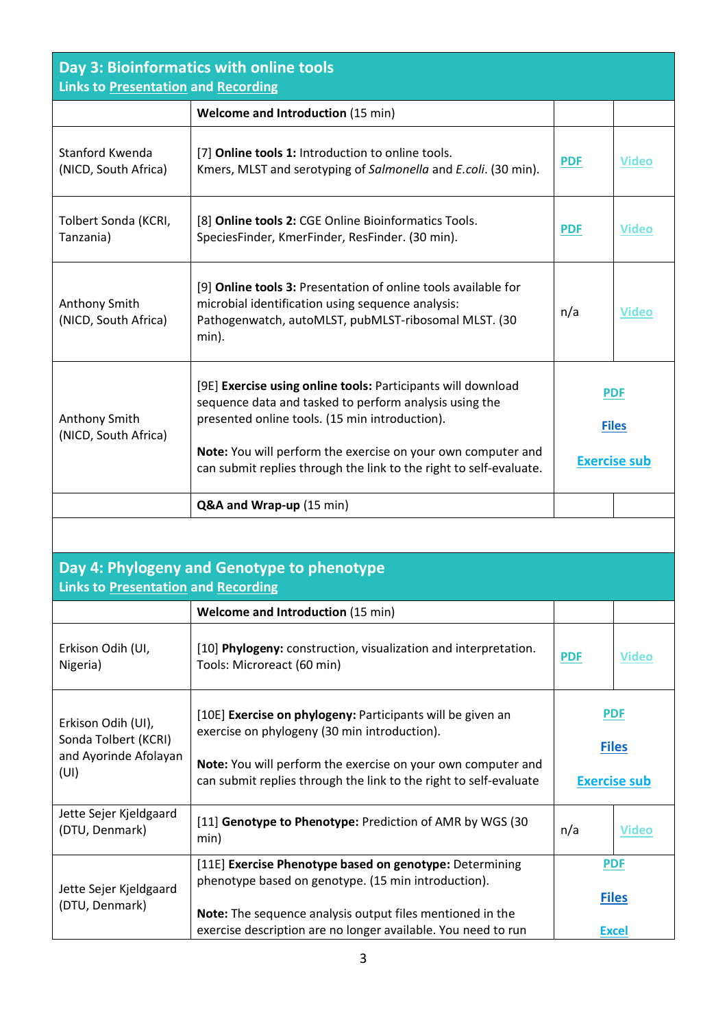## Day 3: Bioinformatics with online tools

Links to Presentation and Recording

| | | | |
|---|---|---|---|
| | **Welcome and Introduction** (15 min) | | |
| Stanford Kwenda (NICD, South Africa) | [7] **Online tools 1:** Introduction to online tools. Kmers, MLST and serotyping of *Salmonella* and *E.coli*. (30 min). | PDF | Video |
| Tolbert Sonda (KCRI, Tanzania) | [8] **Online tools 2:** CGE Online Bioinformatics Tools. SpeciesFinder, KmerFinder, ResFinder. (30 min). | PDF | Video |
| Anthony Smith (NICD, South Africa) | [9] **Online tools 3:** Presentation of online tools available for microbial identification using sequence analysis: Pathogenwatch, autoMLST, pubMLST-ribosomal MLST. (30 min). | n/a | Video |
| Anthony Smith (NICD, South Africa) | [9E] **Exercise using online tools:** Participants will download sequence data and tasked to perform analysis using the presented online tools. (15 min introduction). **Note:** You will perform the exercise on your own computer and can submit replies through the link to the right to self-evaluate. | PDF Files Exercise sub | |
| | **Q&A and Wrap-up** (15 min) | | |

## Day 4: Phylogeny and Genotype to phenotype

Links to Presentation and Recording

| | | | |
|---|---|---|---|
| | **Welcome and Introduction** (15 min) | | |
| Erkison Odih (UI, Nigeria) | [10] **Phylogeny:** construction, visualization and interpretation. Tools: Microreact (60 min) | PDF | Video |
| Erkison Odih (UI), Sonda Tolbert (KCRI) and Ayorinde Afolayan (UI) | [10E] **Exercise on phylogeny:** Participants will be given an exercise on phylogeny (30 min introduction). **Note:** You will perform the exercise on your own computer and can submit replies through the link to the right to self-evaluate | PDF Files Exercise sub | |
| Jette Sejer Kjeldgaard (DTU, Denmark) | [11] **Genotype to Phenotype:** Prediction of AMR by WGS (30 min) | n/a | Video |
| Jette Sejer Kjeldgaard (DTU, Denmark) | [11E] **Exercise Phenotype based on genotype:** Determining phenotype based on genotype. (15 min introduction). **Note:** The sequence analysis output files mentioned in the exercise description are no longer available. You need to run | PDF Files Excel | |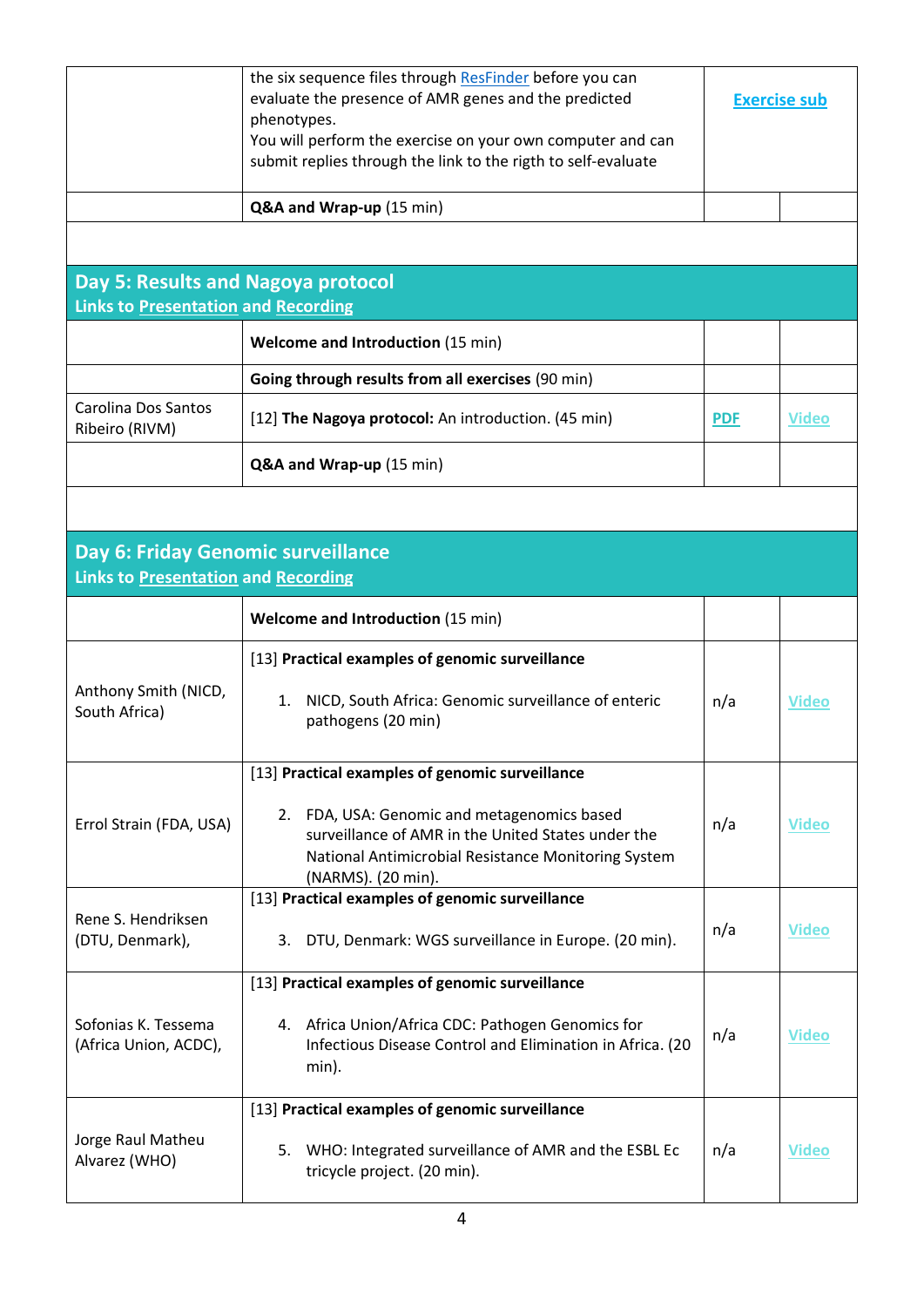| | | | |
|---|---|---|---|
| | the six sequence files through ResFinder before you can evaluate the presence of AMR genes and the predicted phenotypes.<br>You will perform the exercise on your own computer and can submit replies through the link to the rigth to self-evaluate | Exercise sub | |
| | **Q&A and Wrap-up** (15 min) | | |

## Day 5: Results and Nagoya protocol

Links to Presentation and Recording

| | | | |
|---|---|---|---|
| | **Welcome and Introduction** (15 min) | | |
| | **Going through results from all exercises** (90 min) | | |
| Carolina Dos Santos Ribeiro (RIVM) | [12] **The Nagoya protocol:** An introduction. (45 min) | PDF | Video |
| | **Q&A and Wrap-up** (15 min) | | |

## Day 6: Friday Genomic surveillance

Links to Presentation and Recording

| | | | |
|---|---|---|---|
| | **Welcome and Introduction** (15 min) | | |
| Anthony Smith (NICD, South Africa) | [13] **Practical examples of genomic surveillance**<br>1. NICD, South Africa: Genomic surveillance of enteric pathogens (20 min) | n/a | Video |
| Errol Strain (FDA, USA) | [13] **Practical examples of genomic surveillance**<br>2. FDA, USA: Genomic and metagenomics based surveillance of AMR in the United States under the National Antimicrobial Resistance Monitoring System (NARMS). (20 min). | n/a | Video |
| Rene S. Hendriksen (DTU, Denmark), | [13] **Practical examples of genomic surveillance**<br>3. DTU, Denmark: WGS surveillance in Europe. (20 min). | n/a | Video |
| Sofonias K. Tessema (Africa Union, ACDC), | [13] **Practical examples of genomic surveillance**<br>4. Africa Union/Africa CDC: Pathogen Genomics for Infectious Disease Control and Elimination in Africa. (20 min). | n/a | Video |
| Jorge Raul Matheu Alvarez (WHO) | [13] **Practical examples of genomic surveillance**<br>5. WHO: Integrated surveillance of AMR and the ESBL Ec tricycle project. (20 min). | n/a | Video |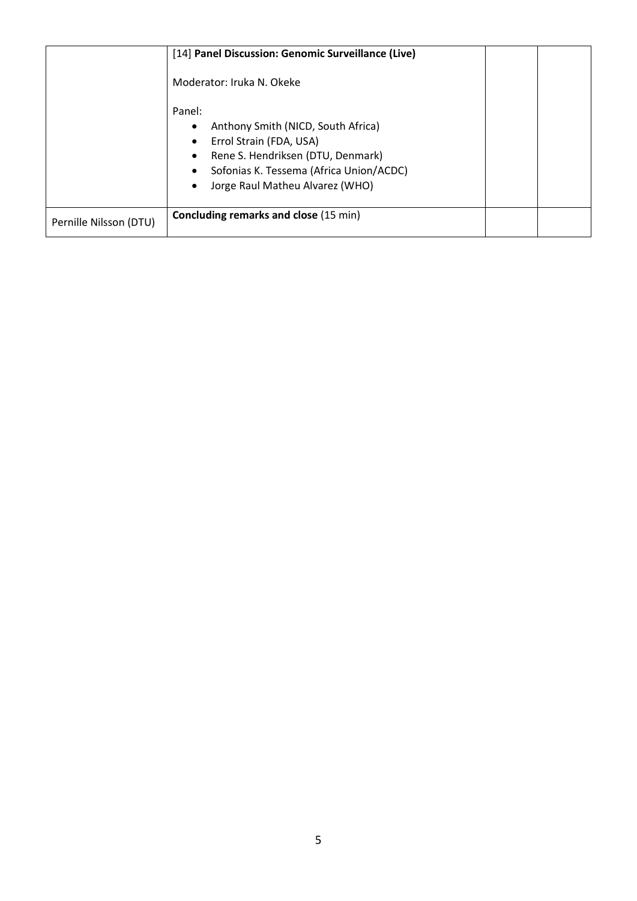| | | | |
|---|---|---|---|
| | [14] **Panel Discussion: Genomic Surveillance (Live)**<br><br>Moderator: Iruka N. Okeke<br><br>Panel:<br>• Anthony Smith (NICD, South Africa)<br>• Errol Strain (FDA, USA)<br>• Rene S. Hendriksen (DTU, Denmark)<br>• Sofonias K. Tessema (Africa Union/ACDC)<br>• Jorge Raul Matheu Alvarez (WHO) | | |
| Pernille Nilsson (DTU) | **Concluding remarks and close** (15 min) | | |